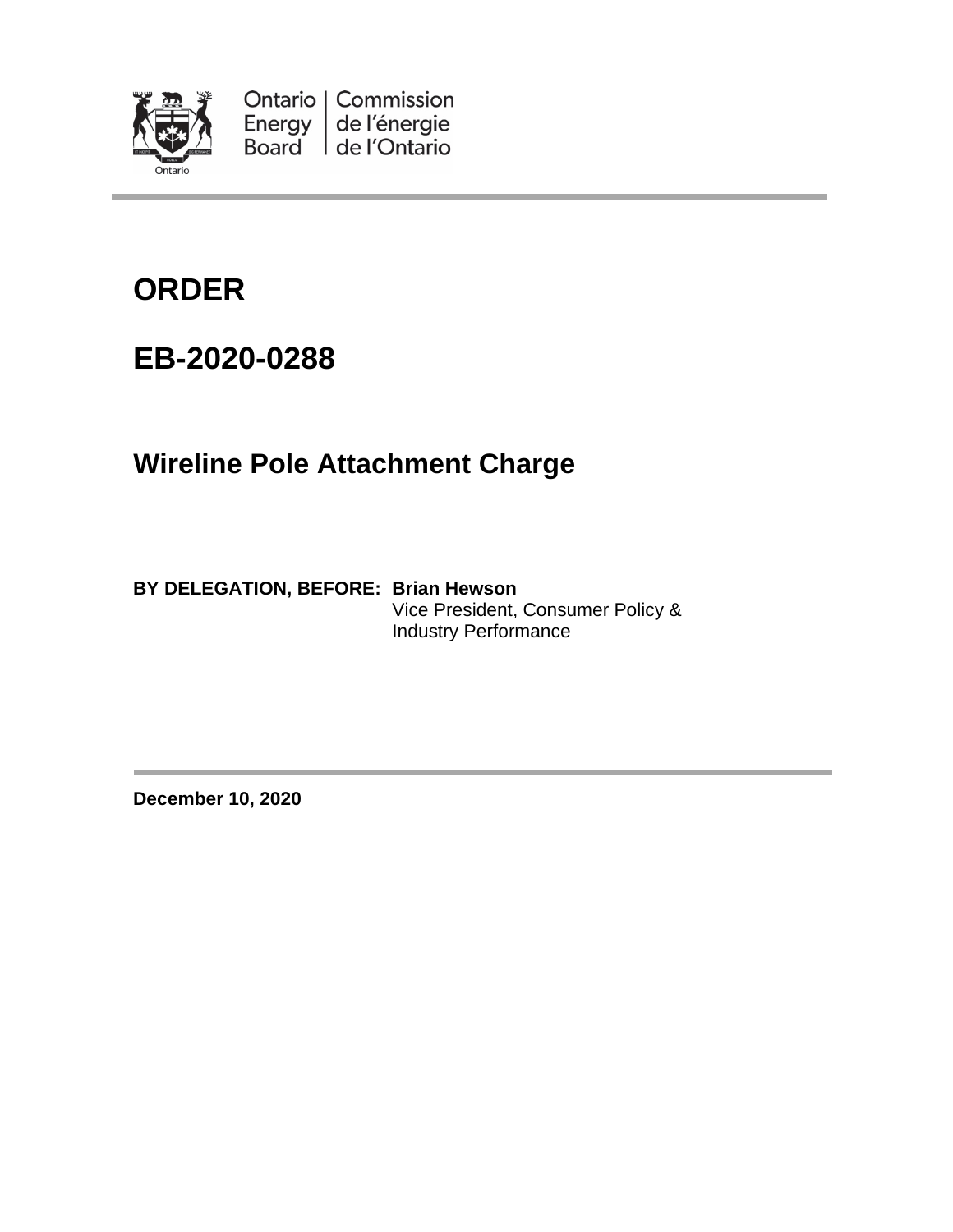Ontario Energy Board | Commission de l'énergie de l'Ontario

# ORDER

# EB-2020-0288

## Wireline Pole Attachment Charge

**BY DELEGATION, BEFORE: Brian Hewson**
Vice President, Consumer Policy & Industry Performance

**December 10, 2020**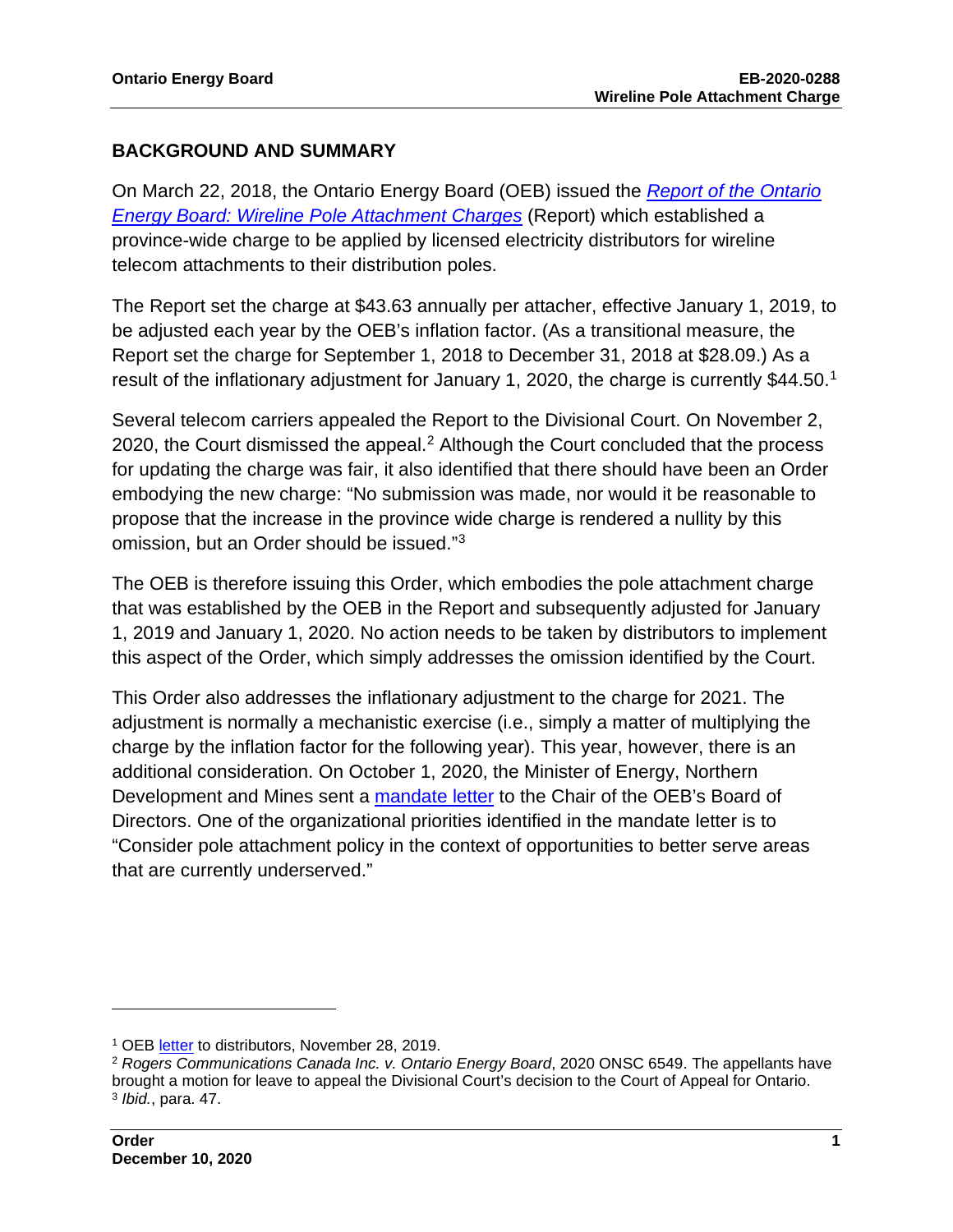## BACKGROUND AND SUMMARY

On March 22, 2018, the Ontario Energy Board (OEB) issued the *Report of the Ontario Energy Board: Wireline Pole Attachment Charges* (Report) which established a province-wide charge to be applied by licensed electricity distributors for wireline telecom attachments to their distribution poles.

The Report set the charge at $43.63 annually per attacher, effective January 1, 2019, to be adjusted each year by the OEB's inflation factor. (As a transitional measure, the Report set the charge for September 1, 2018 to December 31, 2018 at $28.09.) As a result of the inflationary adjustment for January 1, 2020, the charge is currently $44.50.[1]

Several telecom carriers appealed the Report to the Divisional Court. On November 2, 2020, the Court dismissed the appeal.[2] Although the Court concluded that the process for updating the charge was fair, it also identified that there should have been an Order embodying the new charge: "No submission was made, nor would it be reasonable to propose that the increase in the province wide charge is rendered a nullity by this omission, but an Order should be issued."[3]

The OEB is therefore issuing this Order, which embodies the pole attachment charge that was established by the OEB in the Report and subsequently adjusted for January 1, 2019 and January 1, 2020. No action needs to be taken by distributors to implement this aspect of the Order, which simply addresses the omission identified by the Court.

This Order also addresses the inflationary adjustment to the charge for 2021. The adjustment is normally a mechanistic exercise (i.e., simply a matter of multiplying the charge by the inflation factor for the following year). This year, however, there is an additional consideration. On October 1, 2020, the Minister of Energy, Northern Development and Mines sent a mandate letter to the Chair of the OEB's Board of Directors. One of the organizational priorities identified in the mandate letter is to "Consider pole attachment policy in the context of opportunities to better serve areas that are currently underserved."

---

[1] OEB letter to distributors, November 28, 2019.

[2] *Rogers Communications Canada Inc. v. Ontario Energy Board*, 2020 ONSC 6549. The appellants have brought a motion for leave to appeal the Divisional Court's decision to the Court of Appeal for Ontario.

[3] *Ibid.*, para. 47.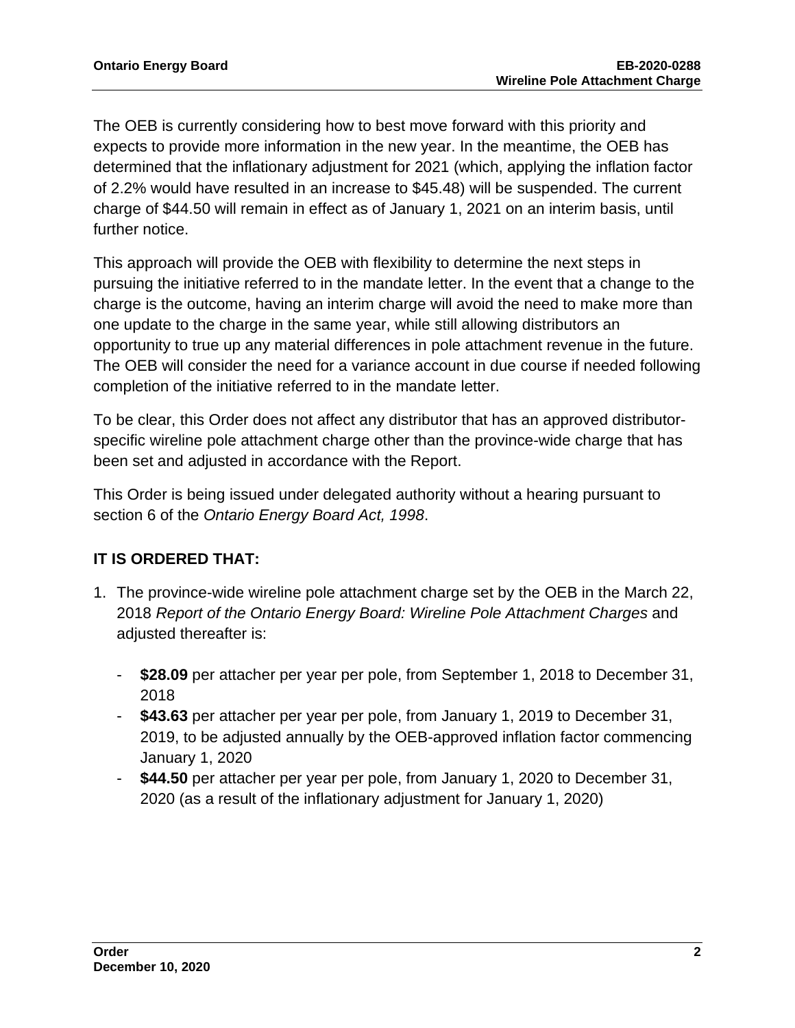The OEB is currently considering how to best move forward with this priority and expects to provide more information in the new year. In the meantime, the OEB has determined that the inflationary adjustment for 2021 (which, applying the inflation factor of 2.2% would have resulted in an increase to $45.48) will be suspended. The current charge of $44.50 will remain in effect as of January 1, 2021 on an interim basis, until further notice.

This approach will provide the OEB with flexibility to determine the next steps in pursuing the initiative referred to in the mandate letter. In the event that a change to the charge is the outcome, having an interim charge will avoid the need to make more than one update to the charge in the same year, while still allowing distributors an opportunity to true up any material differences in pole attachment revenue in the future. The OEB will consider the need for a variance account in due course if needed following completion of the initiative referred to in the mandate letter.

To be clear, this Order does not affect any distributor that has an approved distributor-specific wireline pole attachment charge other than the province-wide charge that has been set and adjusted in accordance with the Report.

This Order is being issued under delegated authority without a hearing pursuant to section 6 of the *Ontario Energy Board Act, 1998*.

## IT IS ORDERED THAT:

1. The province-wide wireline pole attachment charge set by the OEB in the March 22, 2018 *Report of the Ontario Energy Board: Wireline Pole Attachment Charges* and adjusted thereafter is:

    - **$28.09** per attacher per year per pole, from September 1, 2018 to December 31, 2018
    - **$43.63** per attacher per year per pole, from January 1, 2019 to December 31, 2019, to be adjusted annually by the OEB-approved inflation factor commencing January 1, 2020
    - **$44.50** per attacher per year per pole, from January 1, 2020 to December 31, 2020 (as a result of the inflationary adjustment for January 1, 2020)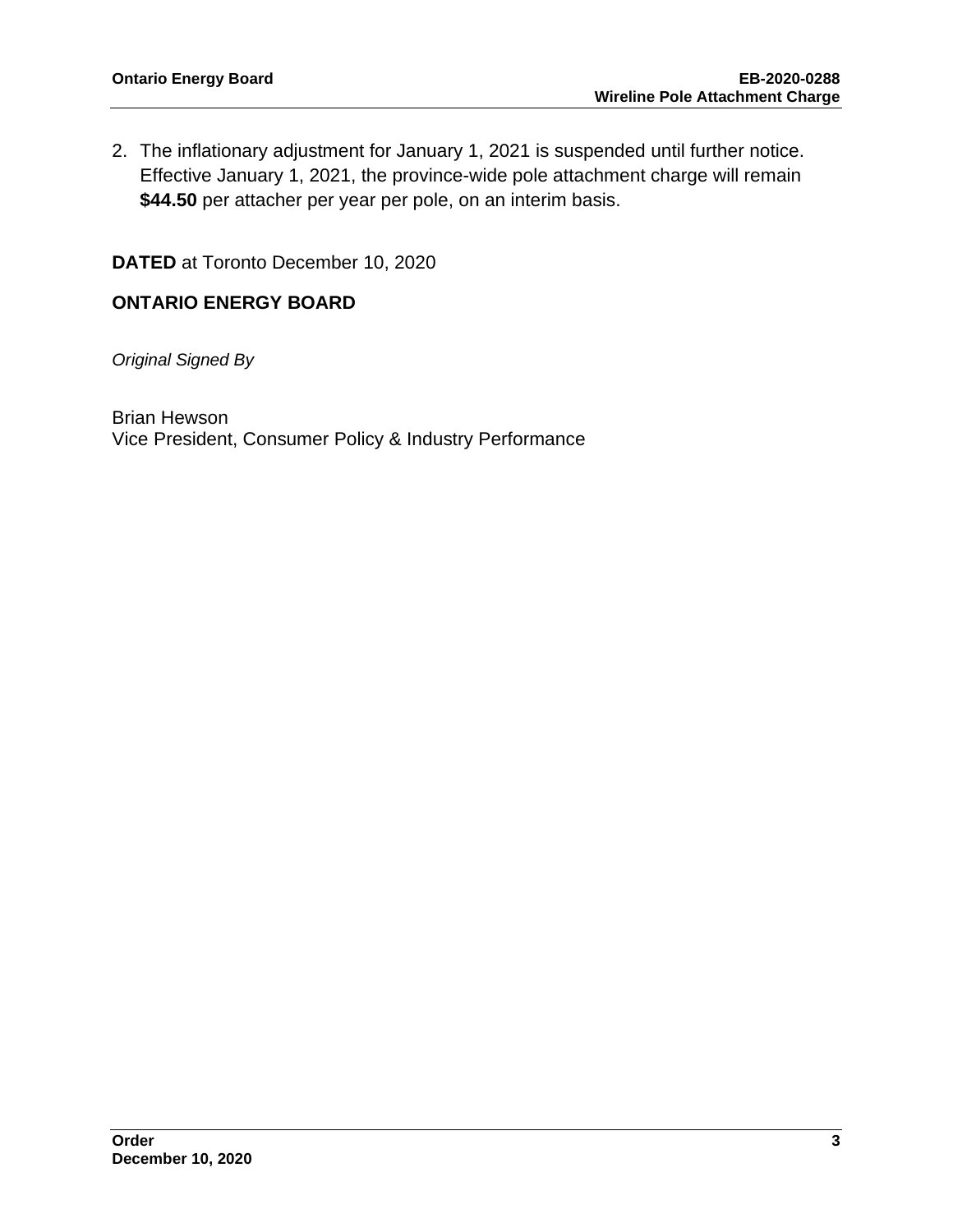2. The inflationary adjustment for January 1, 2021 is suspended until further notice. Effective January 1, 2021, the province-wide pole attachment charge will remain **$44.50** per attacher per year per pole, on an interim basis.

**DATED** at Toronto December 10, 2020

**ONTARIO ENERGY BOARD**

*Original Signed By*

Brian Hewson
Vice President, Consumer Policy & Industry Performance